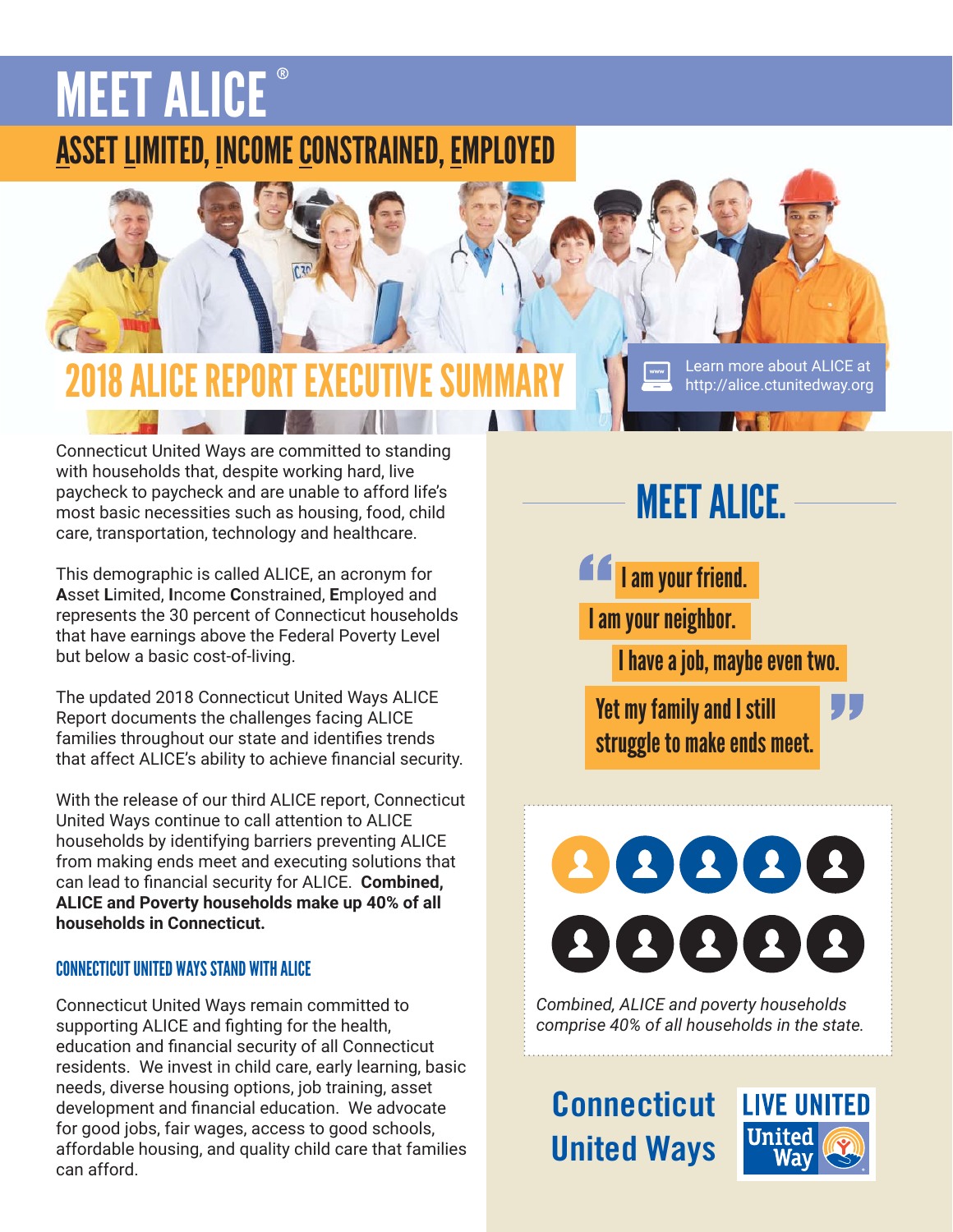# MEET ALICE®

## ASSET LIMITED, INCOME CONSTRAINED, EMPLOYED

## 2018 ALICE REPORT EXECUTIVE SUMMARY

Learn more about ALICE at http://alice.ctunitedway.org

Connecticut United Ways are committed to standing with households that, despite working hard, live paycheck to paycheck and are unable to afford life's most basic necessities such as housing, food, child care, transportation, technology and healthcare.

This demographic is called ALICE, an acronym for **A**sset **L**imited, **I**ncome **C**onstrained, **E**mployed and represents the 30 percent of Connecticut households that have earnings above the Federal Poverty Level but below a basic cost-of-living.

The updated 2018 Connecticut United Ways ALICE Report documents the challenges facing ALICE families throughout our state and identifies trends that affect ALICE's ability to achieve financial security.

With the release of our third ALICE report, Connecticut United Ways continue to call attention to ALICE households by identifying barriers preventing ALICE from making ends meet and executing solutions that can lead to financial security for ALICE. **Combined, ALICE and Poverty households make up 40% of all households in Connecticut.**

### CONNECTICUT UNITED WAYS STAND WITH ALICE

Connecticut United Ways remain committed to supporting ALICE and fighting for the health, education and financial security of all Connecticut residents. We invest in child care, early learning, basic needs, diverse housing options, job training, asset development and financial education. We advocate for good jobs, fair wages, access to good schools, affordable housing, and quality child care that families can afford.

## MEET ALICE.

"I am your friend.
I am your neighbor.
I have a job, maybe even two.
Yet my family and I still struggle to make ends meet."

*Combined, ALICE and poverty households comprise 40% of all households in the state.*

Connecticut United Ways

LIVE UNITED United Way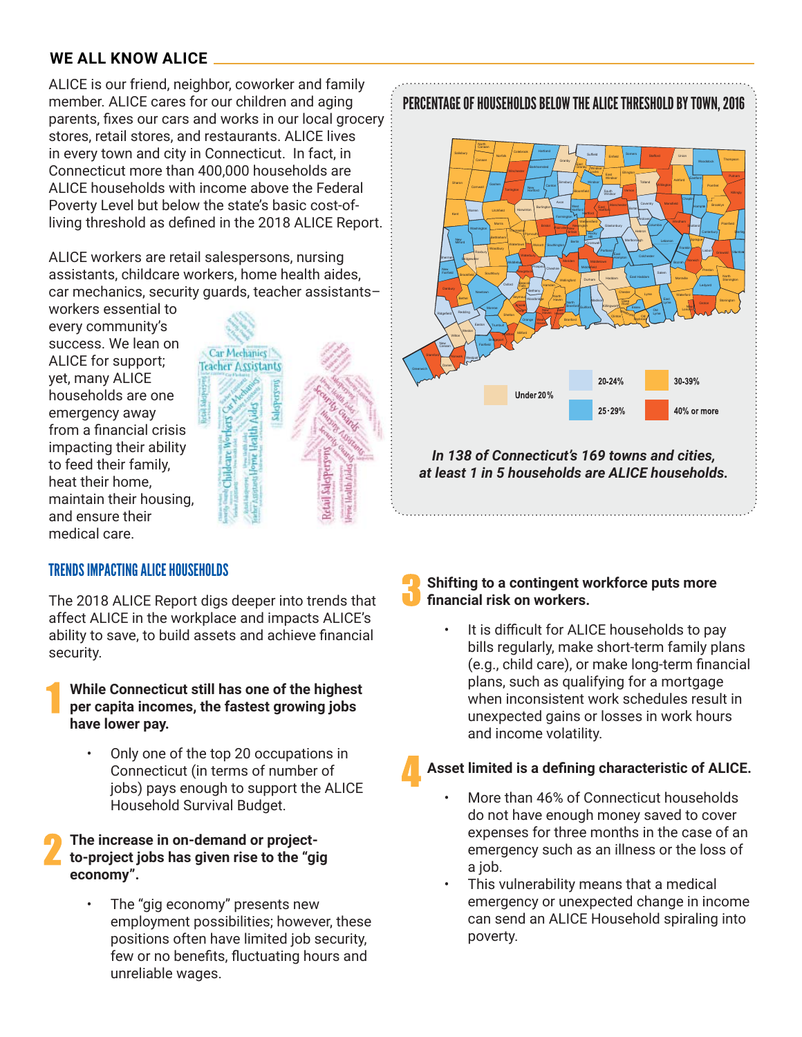## WE ALL KNOW ALICE

ALICE is our friend, neighbor, coworker and family member. ALICE cares for our children and aging parents, fixes our cars and works in our local grocery stores, retail stores, and restaurants. ALICE lives in every town and city in Connecticut. In fact, in Connecticut more than 400,000 households are ALICE households with income above the Federal Poverty Level but below the state's basic cost-of-living threshold as defined in the 2018 ALICE Report.

ALICE workers are retail salespersons, nursing assistants, childcare workers, home health aides, car mechanics, security guards, teacher assistants–workers essential to every community's success. We lean on ALICE for support; yet, many ALICE households are one emergency away from a financial crisis impacting their ability to feed their family, heat their home, maintain their housing, and ensure their medical care.

### PERCENTAGE OF HOUSEHOLDS BELOW THE ALICE THRESHOLD BY TOWN, 2016

Under 20% | 20-24% | 25-29% | 30-39% | 40% or more

*In 138 of Connecticut's 169 towns and cities, at least 1 in 5 households are ALICE households.*

### TRENDS IMPACTING ALICE HOUSEHOLDS

The 2018 ALICE Report digs deeper into trends that affect ALICE in the workplace and impacts ALICE's ability to save, to build assets and achieve financial security.

**1 While Connecticut still has one of the highest per capita incomes, the fastest growing jobs have lower pay.**

- Only one of the top 20 occupations in Connecticut (in terms of number of jobs) pays enough to support the ALICE Household Survival Budget.

**2 The increase in on-demand or project-to-project jobs has given rise to the "gig economy".**

- The "gig economy" presents new employment possibilities; however, these positions often have limited job security, few or no benefits, fluctuating hours and unreliable wages.

**3 Shifting to a contingent workforce puts more financial risk on workers.**

- It is difficult for ALICE households to pay bills regularly, make short-term family plans (e.g., child care), or make long-term financial plans, such as qualifying for a mortgage when inconsistent work schedules result in unexpected gains or losses in work hours and income volatility.

**4 Asset limited is a defining characteristic of ALICE.**

- More than 46% of Connecticut households do not have enough money saved to cover expenses for three months in the case of an emergency such as an illness or the loss of a job.
- This vulnerability means that a medical emergency or unexpected change in income can send an ALICE Household spiraling into poverty.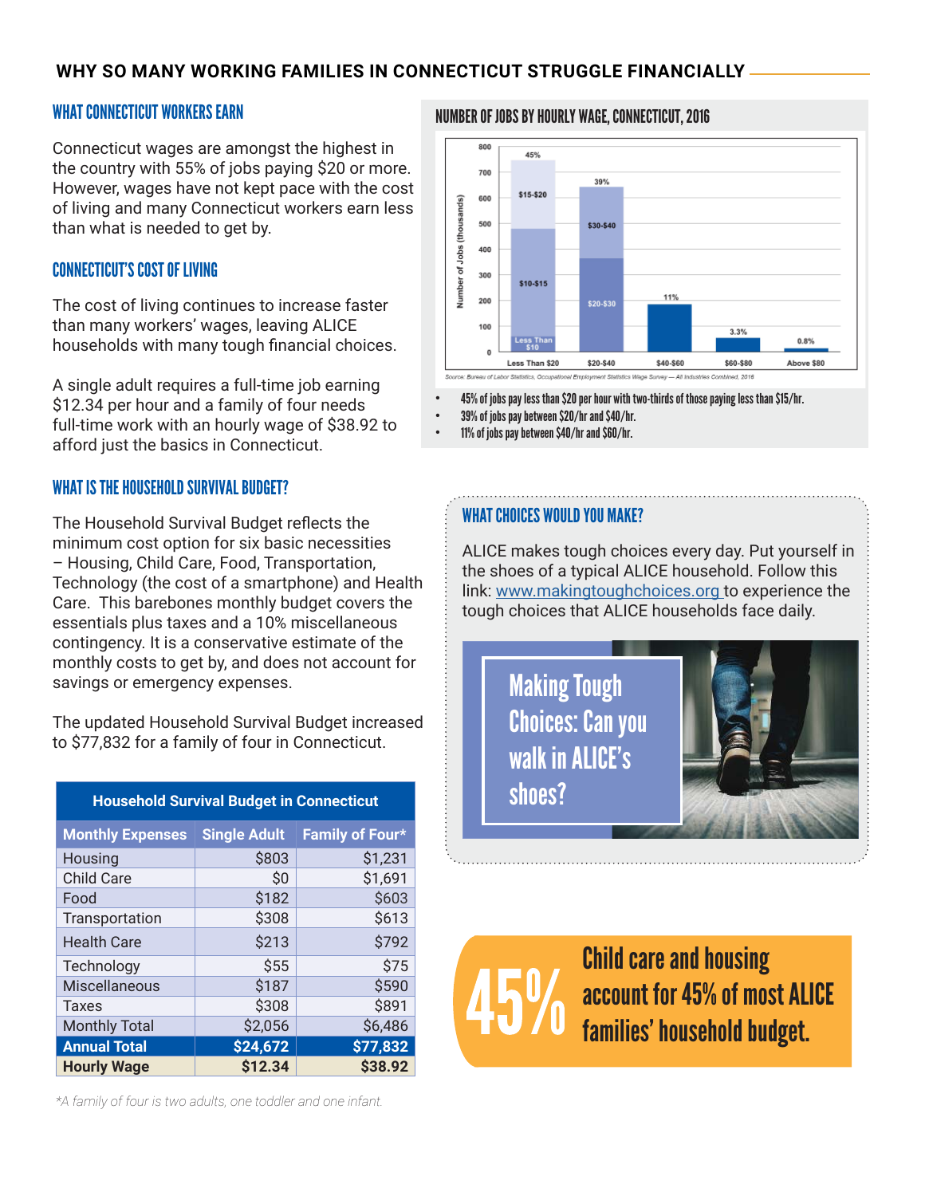## WHY SO MANY WORKING FAMILIES IN CONNECTICUT STRUGGLE FINANCIALLY

### WHAT CONNECTICUT WORKERS EARN

Connecticut wages are amongst the highest in the country with 55% of jobs paying $20 or more. However, wages have not kept pace with the cost of living and many Connecticut workers earn less than what is needed to get by.

### CONNECTICUT'S COST OF LIVING

The cost of living continues to increase faster than many workers' wages, leaving ALICE households with many tough financial choices.

A single adult requires a full-time job earning $12.34 per hour and a family of four needs full-time work with an hourly wage of $38.92 to afford just the basics in Connecticut.

### WHAT IS THE HOUSEHOLD SURVIVAL BUDGET?

The Household Survival Budget reflects the minimum cost option for six basic necessities – Housing, Child Care, Food, Transportation, Technology (the cost of a smartphone) and Health Care. This barebones monthly budget covers the essentials plus taxes and a 10% miscellaneous contingency. It is a conservative estimate of the monthly costs to get by, and does not account for savings or emergency expenses.

The updated Household Survival Budget increased to $77,832 for a family of four in Connecticut.

| Household Survival Budget in Connecticut | | |
|---|---|---|
| **Monthly Expenses** | **Single Adult** | **Family of Four*** |
| Housing | $803 | $1,231 |
| Child Care | $0 | $1,691 |
| Food | $182 | $603 |
| Transportation | $308 | $613 |
| Health Care | $213 | $792 |
| Technology | $55 | $75 |
| Miscellaneous | $187 | $590 |
| Taxes | $308 | $891 |
| Monthly Total | $2,056 | $6,486 |
| **Annual Total** | **$24,672** | **$77,832** |
| **Hourly Wage** | **$12.34** | **$38.92** |

*\*A family of four is two adults, one toddler and one infant.*

### NUMBER OF JOBS BY HOURLY WAGE, CONNECTICUT, 2016

| Hourly Wage | Share of Jobs | Breakdown |
|---|---|---|
| Less Than $20 | 45% | Less Than $10; $10-$15; $15-$20 |
| $20-$40 | 39% | $20-$30; $30-$40 |
| $40-$60 | 11% | |
| $60-$80 | 3.3% | |
| Above $80 | 0.8% | |

*Source: Bureau of Labor Statistics, Occupational Employment Statistics Wage Survey — All Industries Combined, 2016*

- 45% of jobs pay less than $20 per hour with two-thirds of those paying less than $15/hr.
- 39% of jobs pay between $20/hr and $40/hr.
- 11% of jobs pay between $40/hr and $60/hr.

### WHAT CHOICES WOULD YOU MAKE?

ALICE makes tough choices every day. Put yourself in the shoes of a typical ALICE household. Follow this link: www.makingtoughchoices.org to experience the tough choices that ALICE households face daily.

**Making Tough Choices: Can you walk in ALICE's shoes?**

**45%** Child care and housing account for 45% of most ALICE families' household budget.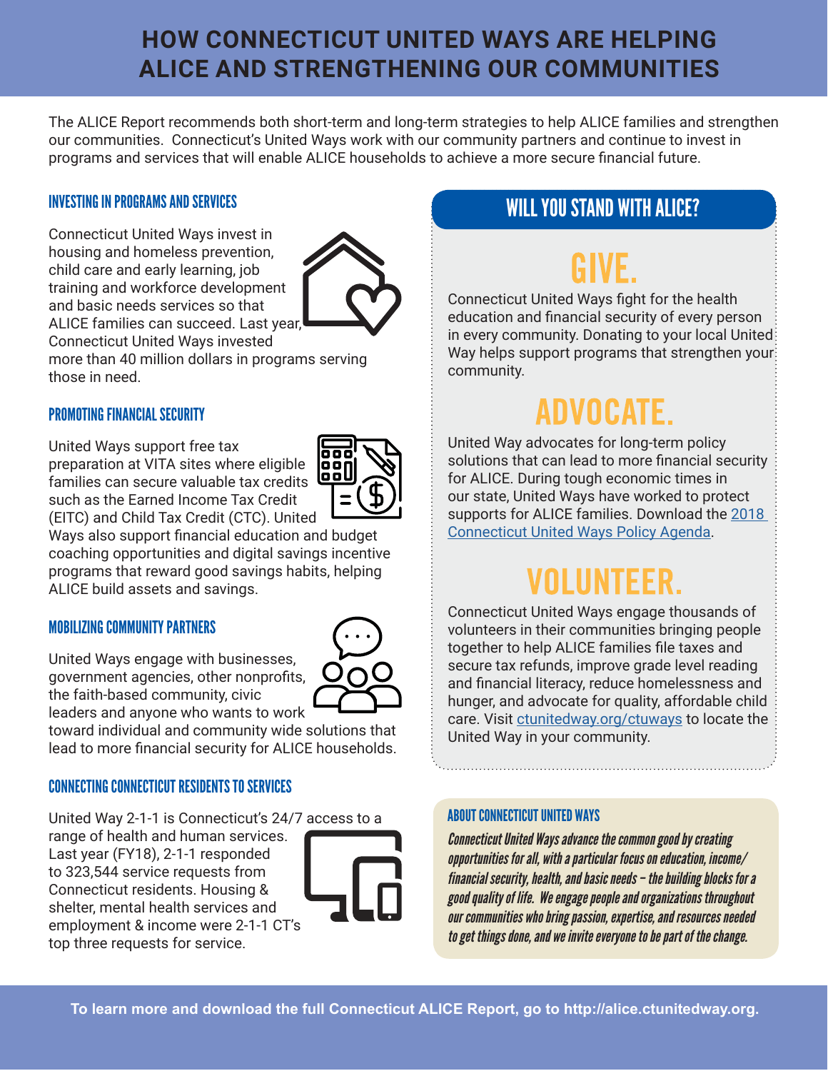# HOW CONNECTICUT UNITED WAYS ARE HELPING ALICE AND STRENGTHENING OUR COMMUNITIES

The ALICE Report recommends both short-term and long-term strategies to help ALICE families and strengthen our communities. Connecticut's United Ways work with our community partners and continue to invest in programs and services that will enable ALICE households to achieve a more secure financial future.

### INVESTING IN PROGRAMS AND SERVICES

Connecticut United Ways invest in housing and homeless prevention, child care and early learning, job training and workforce development and basic needs services so that ALICE families can succeed. Last year, Connecticut United Ways invested more than 40 million dollars in programs serving those in need.

### PROMOTING FINANCIAL SECURITY

United Ways support free tax preparation at VITA sites where eligible families can secure valuable tax credits such as the Earned Income Tax Credit (EITC) and Child Tax Credit (CTC). United Ways also support financial education and budget coaching opportunities and digital savings incentive programs that reward good savings habits, helping ALICE build assets and savings.

### MOBILIZING COMMUNITY PARTNERS

United Ways engage with businesses, government agencies, other nonprofits, the faith-based community, civic leaders and anyone who wants to work toward individual and community wide solutions that lead to more financial security for ALICE households.

### CONNECTING CONNECTICUT RESIDENTS TO SERVICES

United Way 2-1-1 is Connecticut's 24/7 access to a range of health and human services. Last year (FY18), 2-1-1 responded to 323,544 service requests from Connecticut residents. Housing & shelter, mental health services and employment & income were 2-1-1 CT's top three requests for service.

## WILL YOU STAND WITH ALICE?

### GIVE.

Connecticut United Ways fight for the health education and financial security of every person in every community. Donating to your local United Way helps support programs that strengthen your community.

### ADVOCATE.

United Way advocates for long-term policy solutions that can lead to more financial security for ALICE. During tough economic times in our state, United Ways have worked to protect supports for ALICE families. Download the 2018 Connecticut United Ways Policy Agenda.

### VOLUNTEER.

Connecticut United Ways engage thousands of volunteers in their communities bringing people together to help ALICE families file taxes and secure tax refunds, improve grade level reading and financial literacy, reduce homelessness and hunger, and advocate for quality, affordable child care. Visit ctunitedway.org/ctuways to locate the United Way in your community.

### ABOUT CONNECTICUT UNITED WAYS

*Connecticut United Ways advance the common good by creating opportunities for all, with a particular focus on education, income/financial security, health, and basic needs – the building blocks for a good quality of life. We engage people and organizations throughout our communities who bring passion, expertise, and resources needed to get things done, and we invite everyone to be part of the change.*

**To learn more and download the full Connecticut ALICE Report, go to http://alice.ctunitedway.org.**